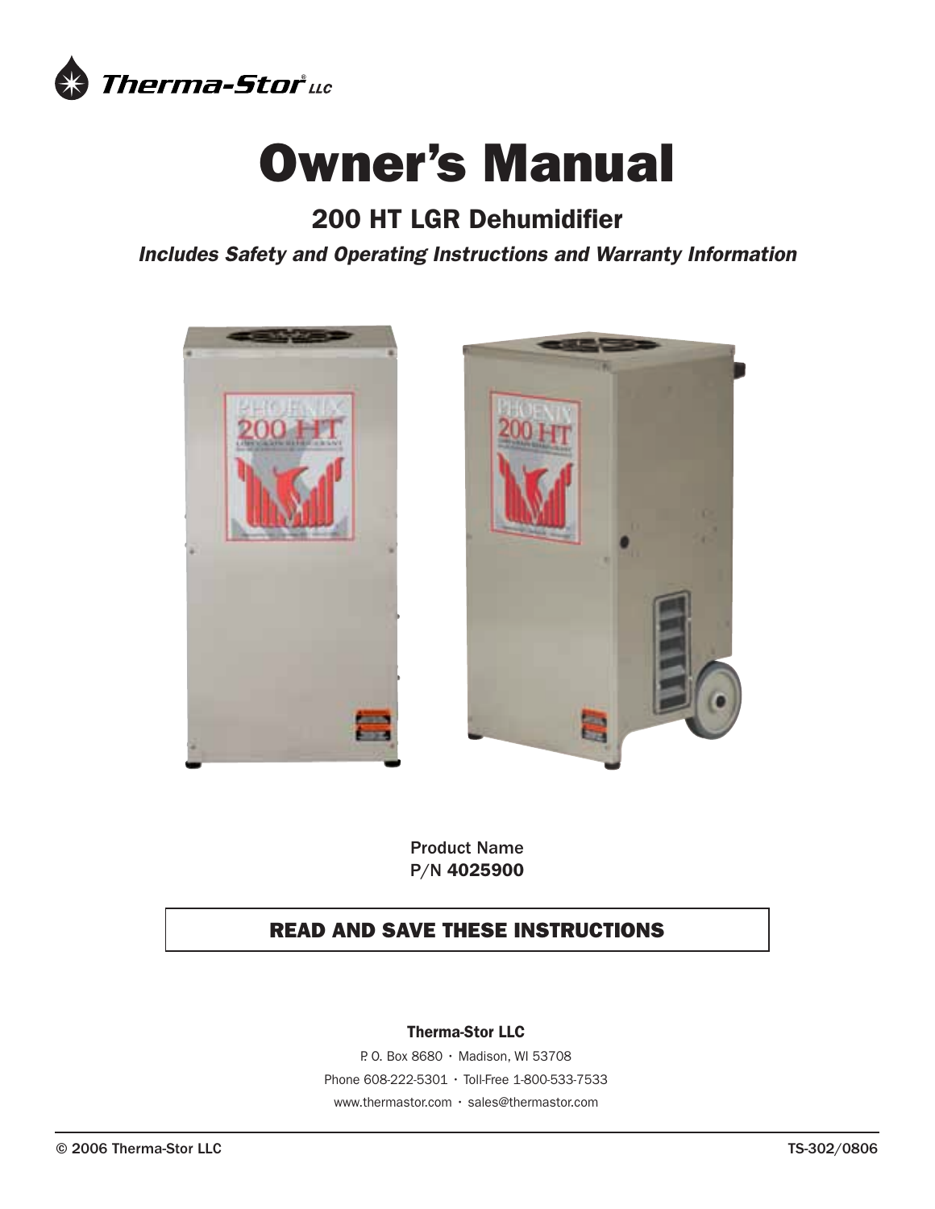Therma-Stor® LLC

# Owner's Manual

## 200 HT LGR Dehumidifier

***Includes Safety and Operating Instructions and Warranty Information***

Product Name
P/N **4025900**

**READ AND SAVE THESE INSTRUCTIONS**

**Therma-Stor LLC**

P. O. Box 8680 · Madison, WI 53708

Phone 608-222-5301 · Toll-Free 1-800-533-7533

www.thermastor.com · sales@thermastor.com

© 2006 Therma-Stor LLC TS-302/0806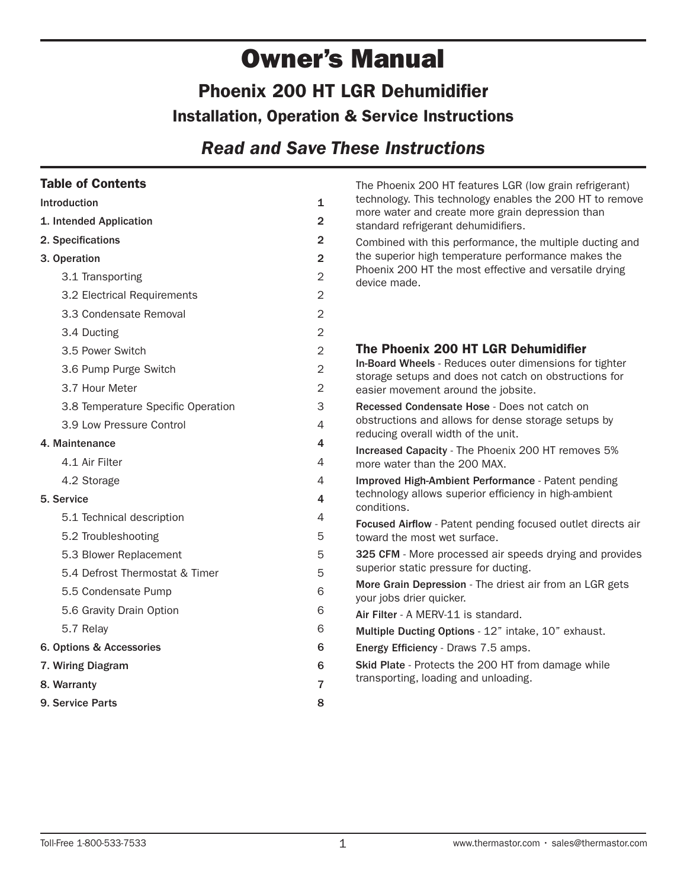# Owner's Manual

## Phoenix 200 HT LGR Dehumidifier

### Installation, Operation & Service Instructions

### *Read and Save These Instructions*

### Table of Contents

| Section | Page |
| --- | --- |
| **Introduction** | 1 |
| **1. Intended Application** | 2 |
| **2. Specifications** | 2 |
| **3. Operation** | 2 |
| 3.1 Transporting | 2 |
| 3.2 Electrical Requirements | 2 |
| 3.3 Condensate Removal | 2 |
| 3.4 Ducting | 2 |
| 3.5 Power Switch | 2 |
| 3.6 Pump Purge Switch | 2 |
| 3.7 Hour Meter | 2 |
| 3.8 Temperature Specific Operation | 3 |
| 3.9 Low Pressure Control | 4 |
| **4. Maintenance** | 4 |
| 4.1 Air Filter | 4 |
| 4.2 Storage | 4 |
| **5. Service** | 4 |
| 5.1 Technical description | 4 |
| 5.2 Troubleshooting | 5 |
| 5.3 Blower Replacement | 5 |
| 5.4 Defrost Thermostat & Timer | 5 |
| 5.5 Condensate Pump | 6 |
| 5.6 Gravity Drain Option | 6 |
| 5.7 Relay | 6 |
| **6. Options & Accessories** | 6 |
| **7. Wiring Diagram** | 6 |
| **8. Warranty** | 7 |
| **9. Service Parts** | 8 |

The Phoenix 200 HT features LGR (low grain refrigerant) technology. This technology enables the 200 HT to remove more water and create more grain depression than standard refrigerant dehumidifiers.

Combined with this performance, the multiple ducting and the superior high temperature performance makes the Phoenix 200 HT the most effective and versatile drying device made.

### The Phoenix 200 HT LGR Dehumidifier

**In-Board Wheels** - Reduces outer dimensions for tighter storage setups and does not catch on obstructions for easier movement around the jobsite.

**Recessed Condensate Hose** - Does not catch on obstructions and allows for dense storage setups by reducing overall width of the unit.

**Increased Capacity** - The Phoenix 200 HT removes 5% more water than the 200 MAX.

**Improved High-Ambient Performance** - Patent pending technology allows superior efficiency in high-ambient conditions.

**Focused Airflow** - Patent pending focused outlet directs air toward the most wet surface.

**325 CFM** - More processed air speeds drying and provides superior static pressure for ducting.

**More Grain Depression** - The driest air from an LGR gets your jobs drier quicker.

**Air Filter** - A MERV-11 is standard.

**Multiple Ducting Options** - 12" intake, 10" exhaust.

**Energy Efficiency** - Draws 7.5 amps.

**Skid Plate** - Protects the 200 HT from damage while transporting, loading and unloading.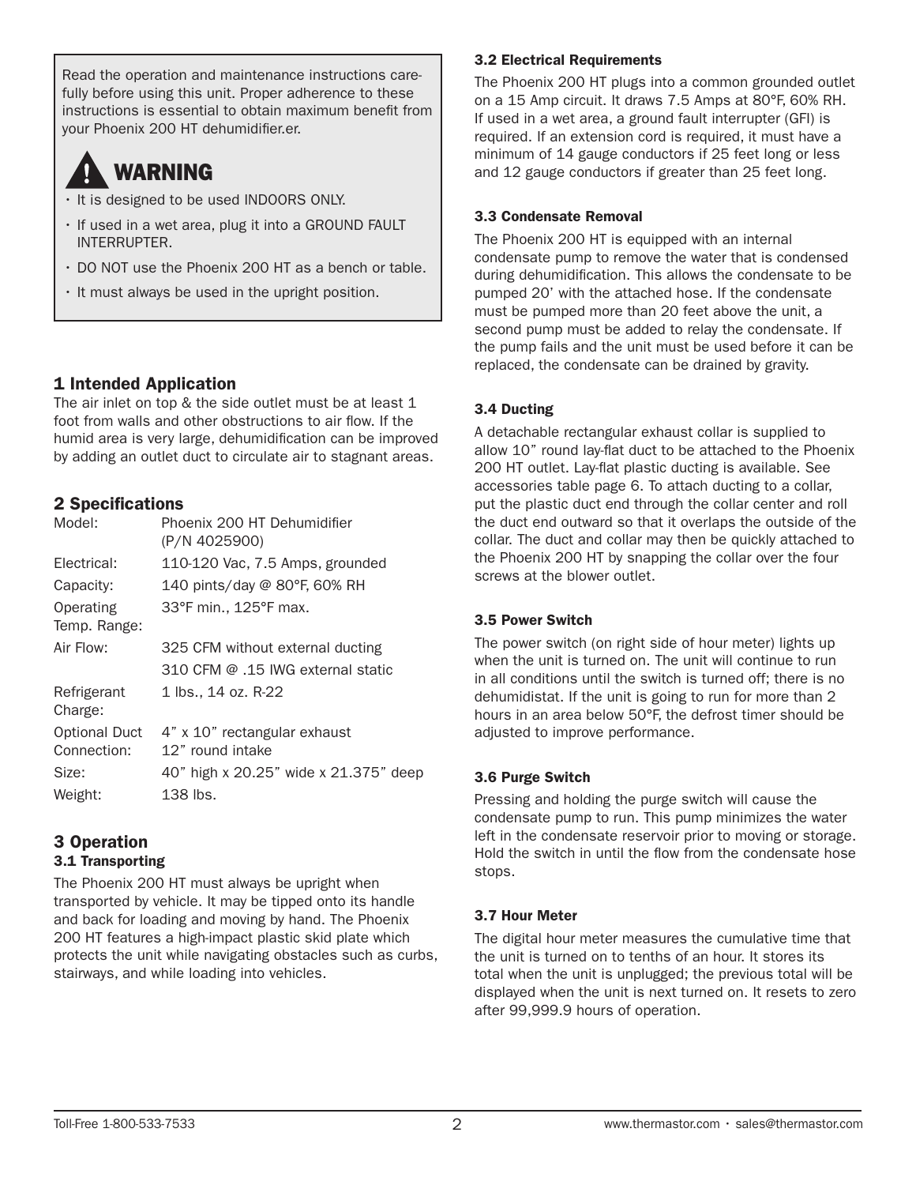Read the operation and maintenance instructions carefully before using this unit. Proper adherence to these instructions is essential to obtain maximum benefit from your Phoenix 200 HT dehumidifier.er.

**WARNING**

- It is designed to be used INDOORS ONLY.
- If used in a wet area, plug it into a GROUND FAULT INTERRUPTER.
- DO NOT use the Phoenix 200 HT as a bench or table.
- It must always be used in the upright position.

## 1 Intended Application

The air inlet on top & the side outlet must be at least 1 foot from walls and other obstructions to air flow. If the humid area is very large, dehumidification can be improved by adding an outlet duct to circulate air to stagnant areas.

## 2 Specifications

| | |
|---|---|
| Model: | Phoenix 200 HT Dehumidifier (P/N 4025900) |
| Electrical: | 110-120 Vac, 7.5 Amps, grounded |
| Capacity: | 140 pints/day @ 80°F, 60% RH |
| Operating Temp. Range: | 33°F min., 125°F max. |
| Air Flow: | 325 CFM without external ducting<br>310 CFM @ .15 IWG external static |
| Refrigerant Charge: | 1 lbs., 14 oz. R-22 |
| Optional Duct Connection: | 4" x 10" rectangular exhaust<br>12" round intake |
| Size: | 40" high x 20.25" wide x 21.375" deep |
| Weight: | 138 lbs. |

## 3 Operation

### 3.1 Transporting

The Phoenix 200 HT must always be upright when transported by vehicle. It may be tipped onto its handle and back for loading and moving by hand. The Phoenix 200 HT features a high-impact plastic skid plate which protects the unit while navigating obstacles such as curbs, stairways, and while loading into vehicles.

### 3.2 Electrical Requirements

The Phoenix 200 HT plugs into a common grounded outlet on a 15 Amp circuit. It draws 7.5 Amps at 80°F, 60% RH. If used in a wet area, a ground fault interrupter (GFI) is required. If an extension cord is required, it must have a minimum of 14 gauge conductors if 25 feet long or less and 12 gauge conductors if greater than 25 feet long.

### 3.3 Condensate Removal

The Phoenix 200 HT is equipped with an internal condensate pump to remove the water that is condensed during dehumidification. This allows the condensate to be pumped 20' with the attached hose. If the condensate must be pumped more than 20 feet above the unit, a second pump must be added to relay the condensate. If the pump fails and the unit must be used before it can be replaced, the condensate can be drained by gravity.

### 3.4 Ducting

A detachable rectangular exhaust collar is supplied to allow 10" round lay-flat duct to be attached to the Phoenix 200 HT outlet. Lay-flat plastic ducting is available. See accessories table page 6. To attach ducting to a collar, put the plastic duct end through the collar center and roll the duct end outward so that it overlaps the outside of the collar. The duct and collar may then be quickly attached to the Phoenix 200 HT by snapping the collar over the four screws at the blower outlet.

### 3.5 Power Switch

The power switch (on right side of hour meter) lights up when the unit is turned on. The unit will continue to run in all conditions until the switch is turned off; there is no dehumidistat. If the unit is going to run for more than 2 hours in an area below 50°F, the defrost timer should be adjusted to improve performance.

### 3.6 Purge Switch

Pressing and holding the purge switch will cause the condensate pump to run. This pump minimizes the water left in the condensate reservoir prior to moving or storage. Hold the switch in until the flow from the condensate hose stops.

### 3.7 Hour Meter

The digital hour meter measures the cumulative time that the unit is turned on to tenths of an hour. It stores its total when the unit is unplugged; the previous total will be displayed when the unit is next turned on. It resets to zero after 99,999.9 hours of operation.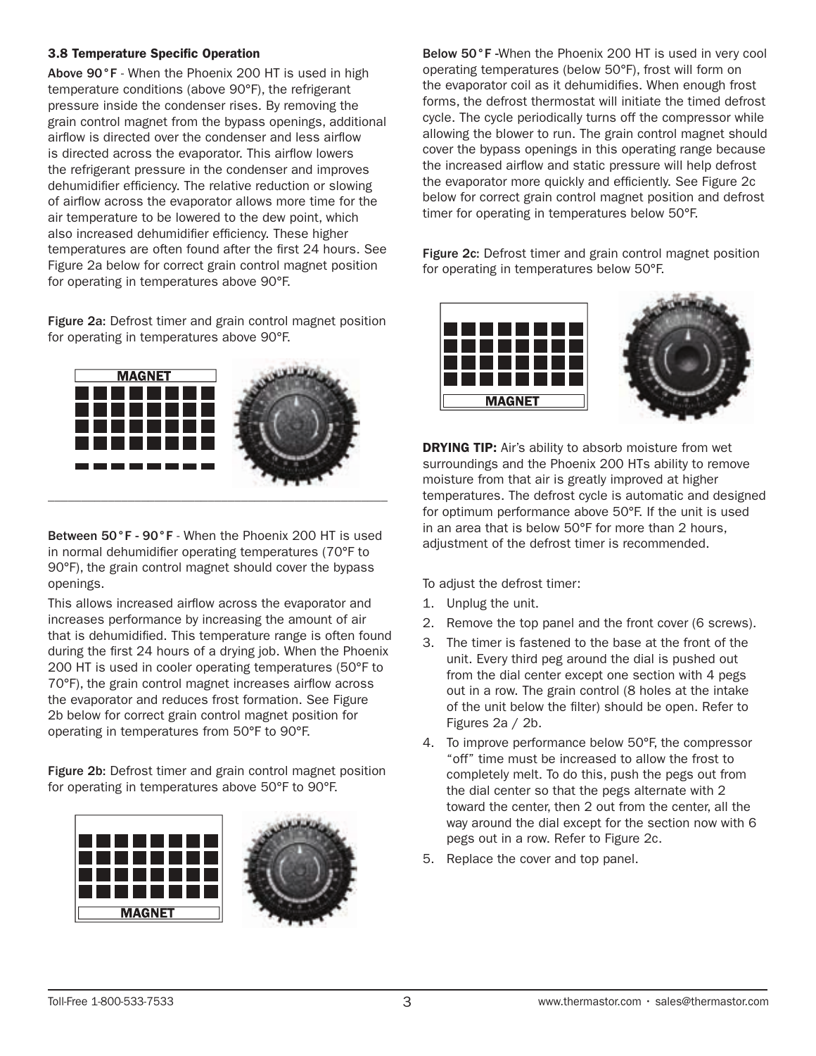### 3.8 Temperature Specific Operation

**Above 90°F** - When the Phoenix 200 HT is used in high temperature conditions (above 90°F), the refrigerant pressure inside the condenser rises. By removing the grain control magnet from the bypass openings, additional airflow is directed over the condenser and less airflow is directed across the evaporator. This airflow lowers the refrigerant pressure in the condenser and improves dehumidifier efficiency. The relative reduction or slowing of airflow across the evaporator allows more time for the air temperature to be lowered to the dew point, which also increased dehumidifier efficiency. These higher temperatures are often found after the first 24 hours. See Figure 2a below for correct grain control magnet position for operating in temperatures above 90°F.

**Figure 2a**: Defrost timer and grain control magnet position for operating in temperatures above 90°F.

MAGNET

**Between 50°F - 90°F** - When the Phoenix 200 HT is used in normal dehumidifier operating temperatures (70°F to 90°F), the grain control magnet should cover the bypass openings.

This allows increased airflow across the evaporator and increases performance by increasing the amount of air that is dehumidified. This temperature range is often found during the first 24 hours of a drying job. When the Phoenix 200 HT is used in cooler operating temperatures (50°F to 70°F), the grain control magnet increases airflow across the evaporator and reduces frost formation. See Figure 2b below for correct grain control magnet position for operating in temperatures from 50°F to 90°F.

**Figure 2b**: Defrost timer and grain control magnet position for operating in temperatures above 50°F to 90°F.

MAGNET

**Below 50°F** -When the Phoenix 200 HT is used in very cool operating temperatures (below 50°F), frost will form on the evaporator coil as it dehumidifies. When enough frost forms, the defrost thermostat will initiate the timed defrost cycle. The cycle periodically turns off the compressor while allowing the blower to run. The grain control magnet should cover the bypass openings in this operating range because the increased airflow and static pressure will help defrost the evaporator more quickly and efficiently. See Figure 2c below for correct grain control magnet position and defrost timer for operating in temperatures below 50°F.

**Figure 2c**: Defrost timer and grain control magnet position for operating in temperatures below 50°F.

MAGNET

**DRYING TIP:** Air's ability to absorb moisture from wet surroundings and the Phoenix 200 HTs ability to remove moisture from that air is greatly improved at higher temperatures. The defrost cycle is automatic and designed for optimum performance above 50°F. If the unit is used in an area that is below 50°F for more than 2 hours, adjustment of the defrost timer is recommended.

To adjust the defrost timer:

1. Unplug the unit.
2. Remove the top panel and the front cover (6 screws).
3. The timer is fastened to the base at the front of the unit. Every third peg around the dial is pushed out from the dial center except one section with 4 pegs out in a row. The grain control (8 holes at the intake of the unit below the filter) should be open. Refer to Figures 2a / 2b.
4. To improve performance below 50°F, the compressor "off" time must be increased to allow the frost to completely melt. To do this, push the pegs out from the dial center so that the pegs alternate with 2 toward the center, then 2 out from the center, all the way around the dial except for the section now with 6 pegs out in a row. Refer to Figure 2c.
5. Replace the cover and top panel.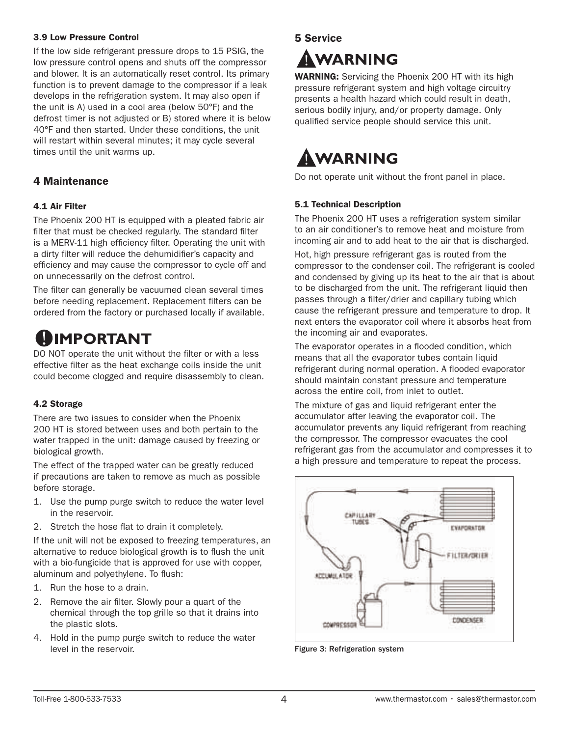### 3.9 Low Pressure Control

If the low side refrigerant pressure drops to 15 PSIG, the low pressure control opens and shuts off the compressor and blower. It is an automatically reset control. Its primary function is to prevent damage to the compressor if a leak develops in the refrigeration system. It may also open if the unit is A) used in a cool area (below 50°F) and the defrost timer is not adjusted or B) stored where it is below 40°F and then started. Under these conditions, the unit will restart within several minutes; it may cycle several times until the unit warms up.

## 4 Maintenance

### 4.1 Air Filter

The Phoenix 200 HT is equipped with a pleated fabric air filter that must be checked regularly. The standard filter is a MERV-11 high efficiency filter. Operating the unit with a dirty filter will reduce the dehumidifier's capacity and efficiency and may cause the compressor to cycle off and on unnecessarily on the defrost control.

The filter can generally be vacuumed clean several times before needing replacement. Replacement filters can be ordered from the factory or purchased locally if available.

**IMPORTANT**

DO NOT operate the unit without the filter or with a less effective filter as the heat exchange coils inside the unit could become clogged and require disassembly to clean.

### 4.2 Storage

There are two issues to consider when the Phoenix 200 HT is stored between uses and both pertain to the water trapped in the unit: damage caused by freezing or biological growth.

The effect of the trapped water can be greatly reduced if precautions are taken to remove as much as possible before storage.

1. Use the pump purge switch to reduce the water level in the reservoir.
2. Stretch the hose flat to drain it completely.

If the unit will not be exposed to freezing temperatures, an alternative to reduce biological growth is to flush the unit with a bio-fungicide that is approved for use with copper, aluminum and polyethylene. To flush:

1. Run the hose to a drain.
2. Remove the air filter. Slowly pour a quart of the chemical through the top grille so that it drains into the plastic slots.
4. Hold in the pump purge switch to reduce the water level in the reservoir.

## 5 Service

**WARNING**

**WARNING:** Servicing the Phoenix 200 HT with its high pressure refrigerant system and high voltage circuitry presents a health hazard which could result in death, serious bodily injury, and/or property damage. Only qualified service people should service this unit.

**WARNING**

Do not operate unit without the front panel in place.

### 5.1 Technical Description

The Phoenix 200 HT uses a refrigeration system similar to an air conditioner's to remove heat and moisture from incoming air and to add heat to the air that is discharged.

Hot, high pressure refrigerant gas is routed from the compressor to the condenser coil. The refrigerant is cooled and condensed by giving up its heat to the air that is about to be discharged from the unit. The refrigerant liquid then passes through a filter/drier and capillary tubing which cause the refrigerant pressure and temperature to drop. It next enters the evaporator coil where it absorbs heat from the incoming air and evaporates.

The evaporator operates in a flooded condition, which means that all the evaporator tubes contain liquid refrigerant during normal operation. A flooded evaporator should maintain constant pressure and temperature across the entire coil, from inlet to outlet.

The mixture of gas and liquid refrigerant enter the accumulator after leaving the evaporator coil. The accumulator prevents any liquid refrigerant from reaching the compressor. The compressor evacuates the cool refrigerant gas from the accumulator and compresses it to a high pressure and temperature to repeat the process.

Figure 3: Refrigeration system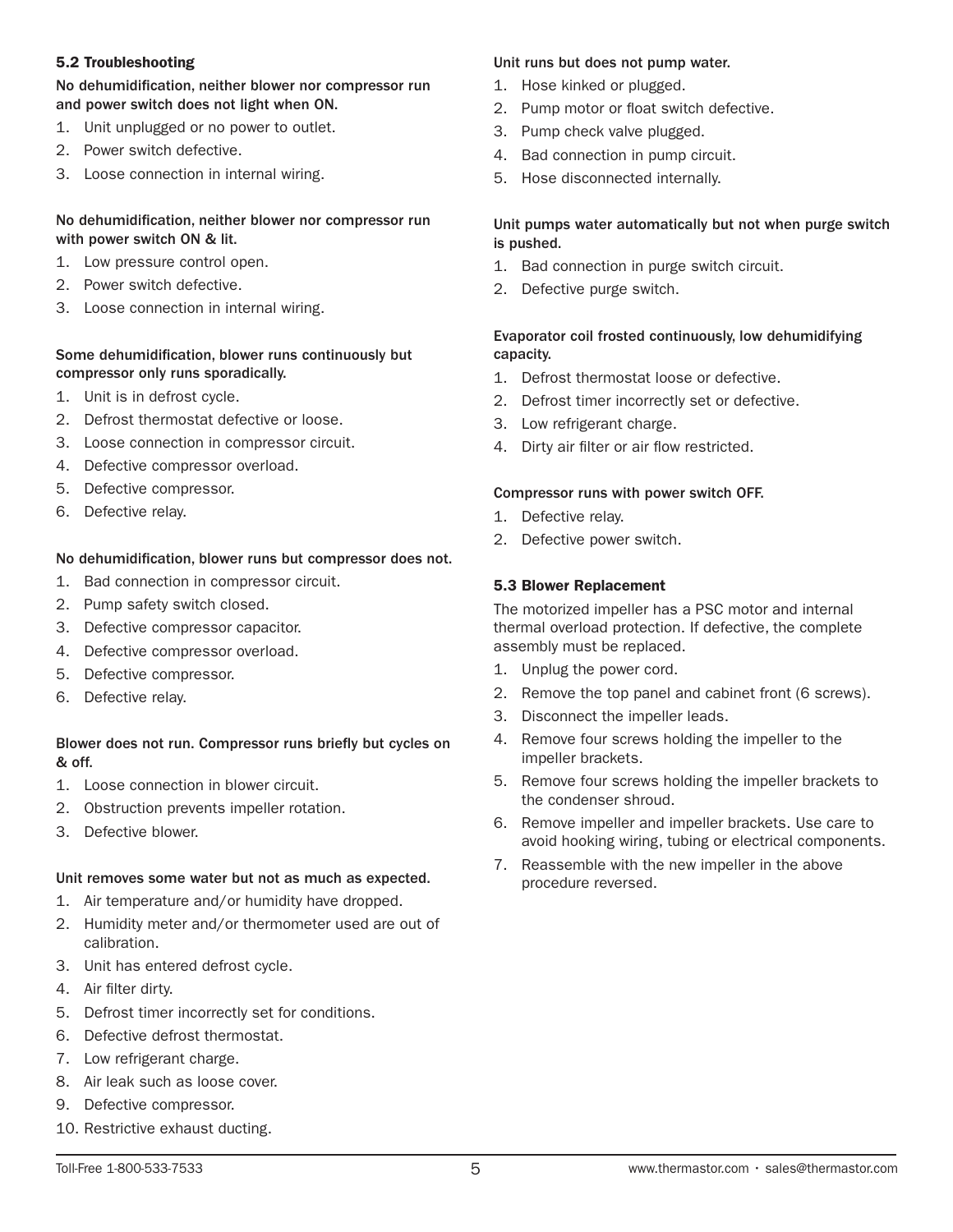## 5.2 Troubleshooting

**No dehumidification, neither blower nor compressor run and power switch does not light when ON.**

1. Unit unplugged or no power to outlet.
2. Power switch defective.
3. Loose connection in internal wiring.

**No dehumidification, neither blower nor compressor run with power switch ON & lit.**

1. Low pressure control open.
2. Power switch defective.
3. Loose connection in internal wiring.

**Some dehumidification, blower runs continuously but compressor only runs sporadically.**

1. Unit is in defrost cycle.
2. Defrost thermostat defective or loose.
3. Loose connection in compressor circuit.
4. Defective compressor overload.
5. Defective compressor.
6. Defective relay.

**No dehumidification, blower runs but compressor does not.**

1. Bad connection in compressor circuit.
2. Pump safety switch closed.
3. Defective compressor capacitor.
4. Defective compressor overload.
5. Defective compressor.
6. Defective relay.

**Blower does not run. Compressor runs briefly but cycles on & off.**

1. Loose connection in blower circuit.
2. Obstruction prevents impeller rotation.
3. Defective blower.

**Unit removes some water but not as much as expected.**

1. Air temperature and/or humidity have dropped.
2. Humidity meter and/or thermometer used are out of calibration.
3. Unit has entered defrost cycle.
4. Air filter dirty.
5. Defrost timer incorrectly set for conditions.
6. Defective defrost thermostat.
7. Low refrigerant charge.
8. Air leak such as loose cover.
9. Defective compressor.
10. Restrictive exhaust ducting.

**Unit runs but does not pump water.**

1. Hose kinked or plugged.
2. Pump motor or float switch defective.
3. Pump check valve plugged.
4. Bad connection in pump circuit.
5. Hose disconnected internally.

**Unit pumps water automatically but not when purge switch is pushed.**

1. Bad connection in purge switch circuit.
2. Defective purge switch.

**Evaporator coil frosted continuously, low dehumidifying capacity.**

1. Defrost thermostat loose or defective.
2. Defrost timer incorrectly set or defective.
3. Low refrigerant charge.
4. Dirty air filter or air flow restricted.

**Compressor runs with power switch OFF.**

1. Defective relay.
2. Defective power switch.

## 5.3 Blower Replacement

The motorized impeller has a PSC motor and internal thermal overload protection. If defective, the complete assembly must be replaced.

1. Unplug the power cord.
2. Remove the top panel and cabinet front (6 screws).
3. Disconnect the impeller leads.
4. Remove four screws holding the impeller to the impeller brackets.
5. Remove four screws holding the impeller brackets to the condenser shroud.
6. Remove impeller and impeller brackets. Use care to avoid hooking wiring, tubing or electrical components.
7. Reassemble with the new impeller in the above procedure reversed.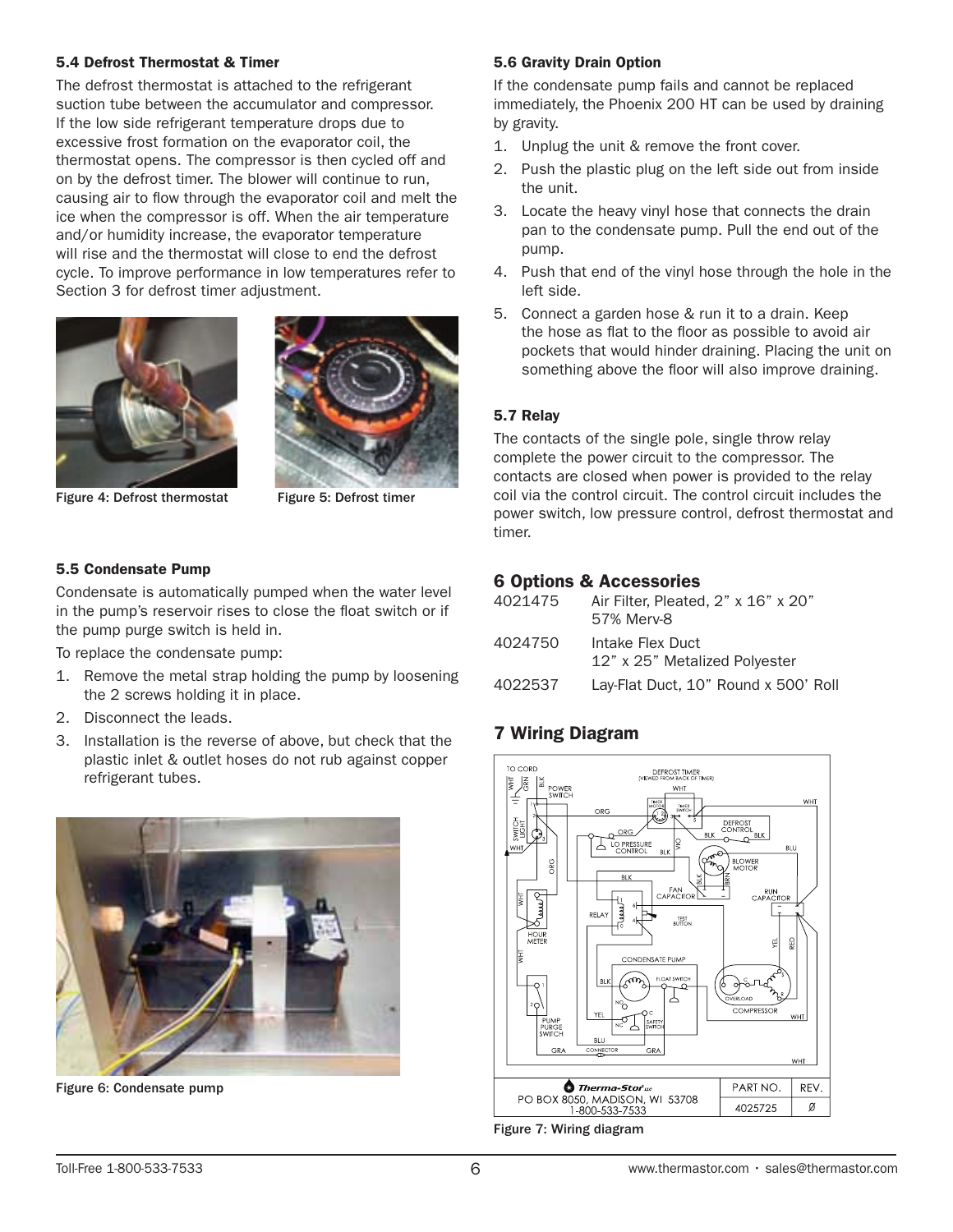### 5.4 Defrost Thermostat & Timer

The defrost thermostat is attached to the refrigerant suction tube between the accumulator and compressor. If the low side refrigerant temperature drops due to excessive frost formation on the evaporator coil, the thermostat opens. The compressor is then cycled off and on by the defrost timer. The blower will continue to run, causing air to flow through the evaporator coil and melt the ice when the compressor is off. When the air temperature and/or humidity increase, the evaporator temperature will rise and the thermostat will close to end the defrost cycle. To improve performance in low temperatures refer to Section 3 for defrost timer adjustment.

Figure 4: Defrost thermostat

Figure 5: Defrost timer

### 5.5 Condensate Pump

Condensate is automatically pumped when the water level in the pump's reservoir rises to close the float switch or if the pump purge switch is held in.

To replace the condensate pump:

1. Remove the metal strap holding the pump by loosening the 2 screws holding it in place.
2. Disconnect the leads.
3. Installation is the reverse of above, but check that the plastic inlet & outlet hoses do not rub against copper refrigerant tubes.

Figure 6: Condensate pump

### 5.6 Gravity Drain Option

If the condensate pump fails and cannot be replaced immediately, the Phoenix 200 HT can be used by draining by gravity.

1. Unplug the unit & remove the front cover.
2. Push the plastic plug on the left side out from inside the unit.
3. Locate the heavy vinyl hose that connects the drain pan to the condensate pump. Pull the end out of the pump.
4. Push that end of the vinyl hose through the hole in the left side.
5. Connect a garden hose & run it to a drain. Keep the hose as flat to the floor as possible to avoid air pockets that would hinder draining. Placing the unit on something above the floor will also improve draining.

### 5.7 Relay

The contacts of the single pole, single throw relay complete the power circuit to the compressor. The contacts are closed when power is provided to the relay coil via the control circuit. The control circuit includes the power switch, low pressure control, defrost thermostat and timer.

## 6 Options & Accessories

| | |
|---|---|
| 4021475 | Air Filter, Pleated, 2" x 16" x 20" 57% Merv-8 |
| 4024750 | Intake Flex Duct 12" x 25" Metalized Polyester |
| 4022537 | Lay-Flat Duct, 10" Round x 500' Roll |

## 7 Wiring Diagram

Figure 7: Wiring diagram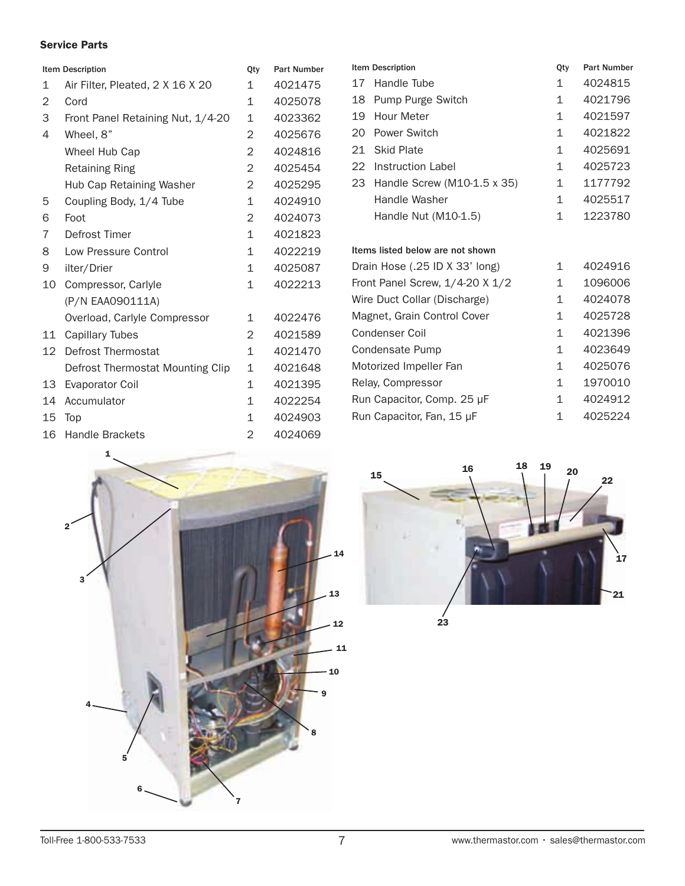### Service Parts

| Item | Description | Qty | Part Number |
|---|---|---|---|
| 1 | Air Filter, Pleated, 2 X 16 X 20 | 1 | 4021475 |
| 2 | Cord | 1 | 4025078 |
| 3 | Front Panel Retaining Nut, 1/4-20 | 1 | 4023362 |
| 4 | Wheel, 8" | 2 | 4025676 |
| | Wheel Hub Cap | 2 | 4024816 |
| | Retaining Ring | 2 | 4025454 |
| | Hub Cap Retaining Washer | 2 | 4025295 |
| 5 | Coupling Body, 1/4 Tube | 1 | 4024910 |
| 6 | Foot | 2 | 4024073 |
| 7 | Defrost Timer | 1 | 4021823 |
| 8 | Low Pressure Control | 1 | 4022219 |
| 9 | ilter/Drier | 1 | 4025087 |
| 10 | Compressor, Carlyle (P/N EAA090111A) | 1 | 4022213 |
| | Overload, Carlyle Compressor | 1 | 4022476 |
| 11 | Capillary Tubes | 2 | 4021589 |
| 12 | Defrost Thermostat | 1 | 4021470 |
| | Defrost Thermostat Mounting Clip | 1 | 4021648 |
| 13 | Evaporator Coil | 1 | 4021395 |
| 14 | Accumulator | 1 | 4022254 |
| 15 | Top | 1 | 4024903 |
| 16 | Handle Brackets | 2 | 4024069 |
| 17 | Handle Tube | 1 | 4024815 |
| 18 | Pump Purge Switch | 1 | 4021796 |
| 19 | Hour Meter | 1 | 4021597 |
| 20 | Power Switch | 1 | 4021822 |
| 21 | Skid Plate | 1 | 4025691 |
| 22 | Instruction Label | 1 | 4025723 |
| 23 | Handle Screw (M10-1.5 x 35) | 1 | 1177792 |
| | Handle Washer | 1 | 4025517 |
| | Handle Nut (M10-1.5) | 1 | 1223780 |

**Items listed below are not shown**

| Description | Qty | Part Number |
|---|---|---|
| Drain Hose (.25 ID X 33' long) | 1 | 4024916 |
| Front Panel Screw, 1/4-20 X 1/2 | 1 | 1096006 |
| Wire Duct Collar (Discharge) | 1 | 4024078 |
| Magnet, Grain Control Cover | 1 | 4025728 |
| Condenser Coil | 1 | 4021396 |
| Condensate Pump | 1 | 4023649 |
| Motorized Impeller Fan | 1 | 4025076 |
| Relay, Compressor | 1 | 1970010 |
| Run Capacitor, Comp. 25 µF | 1 | 4024912 |
| Run Capacitor, Fan, 15 µF | 1 | 4025224 |

Toll-Free 1-800-533-7533 · www.thermastor.com · sales@thermastor.com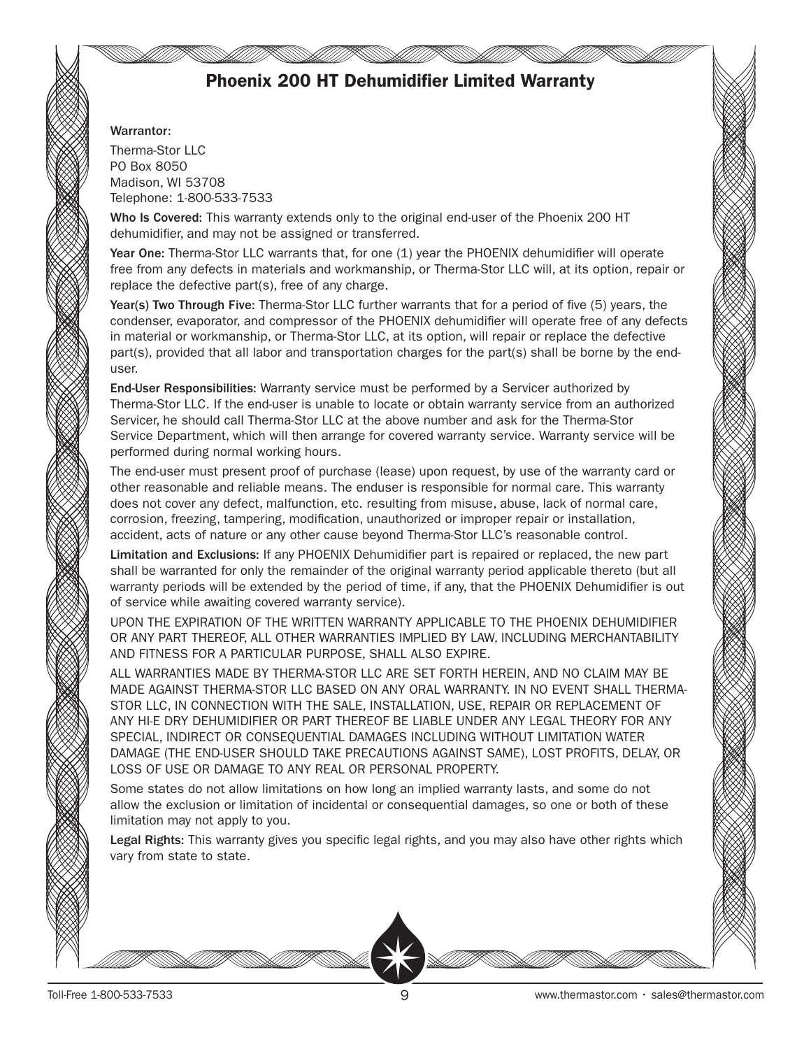# Phoenix 200 HT Dehumidifier Limited Warranty

**Warrantor:**

Therma-Stor LLC
PO Box 8050
Madison, WI 53708
Telephone: 1-800-533-7533

**Who Is Covered:** This warranty extends only to the original end-user of the Phoenix 200 HT dehumidifier, and may not be assigned or transferred.

**Year One:** Therma-Stor LLC warrants that, for one (1) year the PHOENIX dehumidifier will operate free from any defects in materials and workmanship, or Therma-Stor LLC will, at its option, repair or replace the defective part(s), free of any charge.

**Year(s) Two Through Five:** Therma-Stor LLC further warrants that for a period of five (5) years, the condenser, evaporator, and compressor of the PHOENIX dehumidifier will operate free of any defects in material or workmanship, or Therma-Stor LLC, at its option, will repair or replace the defective part(s), provided that all labor and transportation charges for the part(s) shall be borne by the end-user.

**End-User Responsibilities:** Warranty service must be performed by a Servicer authorized by Therma-Stor LLC. If the end-user is unable to locate or obtain warranty service from an authorized Servicer, he should call Therma-Stor LLC at the above number and ask for the Therma-Stor Service Department, which will then arrange for covered warranty service. Warranty service will be performed during normal working hours.

The end-user must present proof of purchase (lease) upon request, by use of the warranty card or other reasonable and reliable means. The enduser is responsible for normal care. This warranty does not cover any defect, malfunction, etc. resulting from misuse, abuse, lack of normal care, corrosion, freezing, tampering, modification, unauthorized or improper repair or installation, accident, acts of nature or any other cause beyond Therma-Stor LLC's reasonable control.

**Limitation and Exclusions:** If any PHOENIX Dehumidifier part is repaired or replaced, the new part shall be warranted for only the remainder of the original warranty period applicable thereto (but all warranty periods will be extended by the period of time, if any, that the PHOENIX Dehumidifier is out of service while awaiting covered warranty service).

UPON THE EXPIRATION OF THE WRITTEN WARRANTY APPLICABLE TO THE PHOENIX DEHUMIDIFIER OR ANY PART THEREOF, ALL OTHER WARRANTIES IMPLIED BY LAW, INCLUDING MERCHANTABILITY AND FITNESS FOR A PARTICULAR PURPOSE, SHALL ALSO EXPIRE.

ALL WARRANTIES MADE BY THERMA-STOR LLC ARE SET FORTH HEREIN, AND NO CLAIM MAY BE MADE AGAINST THERMA-STOR LLC BASED ON ANY ORAL WARRANTY. IN NO EVENT SHALL THERMA-STOR LLC, IN CONNECTION WITH THE SALE, INSTALLATION, USE, REPAIR OR REPLACEMENT OF ANY HI-E DRY DEHUMIDIFIER OR PART THEREOF BE LIABLE UNDER ANY LEGAL THEORY FOR ANY SPECIAL, INDIRECT OR CONSEQUENTIAL DAMAGES INCLUDING WITHOUT LIMITATION WATER DAMAGE (THE END-USER SHOULD TAKE PRECAUTIONS AGAINST SAME), LOST PROFITS, DELAY, OR LOSS OF USE OR DAMAGE TO ANY REAL OR PERSONAL PROPERTY.

Some states do not allow limitations on how long an implied warranty lasts, and some do not allow the exclusion or limitation of incidental or consequential damages, so one or both of these limitation may not apply to you.

**Legal Rights:** This warranty gives you specific legal rights, and you may also have other rights which vary from state to state.